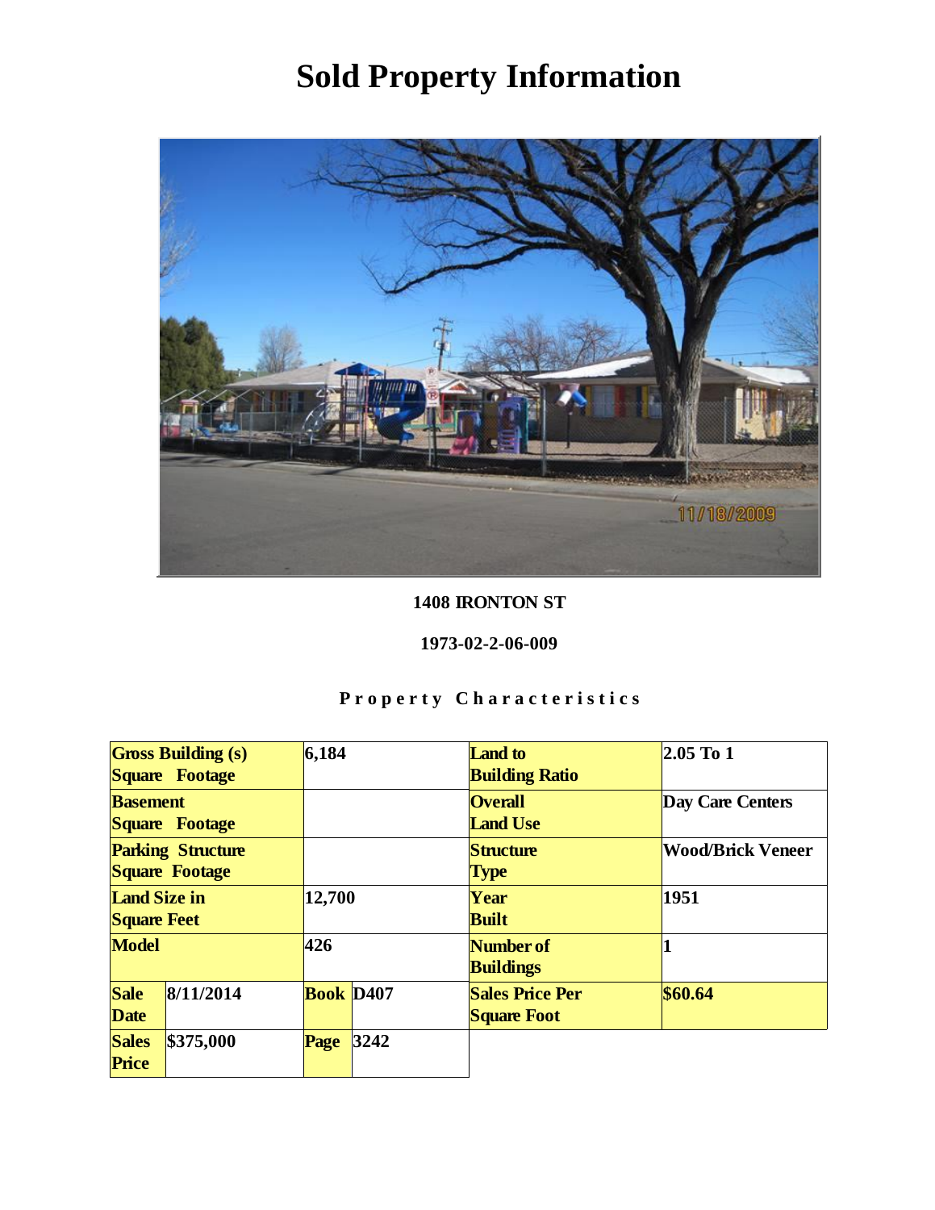# Sold Property Information

**1408 IRONTON ST**

**1973-02-2-06-009**

**Property Characteristics**

| | | | | | |
|---|---|---|---|---|---|
| **Gross Building (s) Square Footage** | 6,184 | | | **Land to Building Ratio** | 2.05 To 1 |
| **Basement Square Footage** | | | | **Overall Land Use** | Day Care Centers |
| **Parking Structure Square Footage** | | | | **Structure Type** | Wood/Brick Veneer |
| **Land Size in Square Feet** | 12,700 | | | **Year Built** | 1951 |
| **Model** | 426 | | | **Number of Buildings** | 1 |
| **Sale Date** | 8/11/2014 | **Book** | D407 | **Sales Price Per Square Foot** | $60.64 |
| **Sales Price** | $375,000 | **Page** | 3242 | | |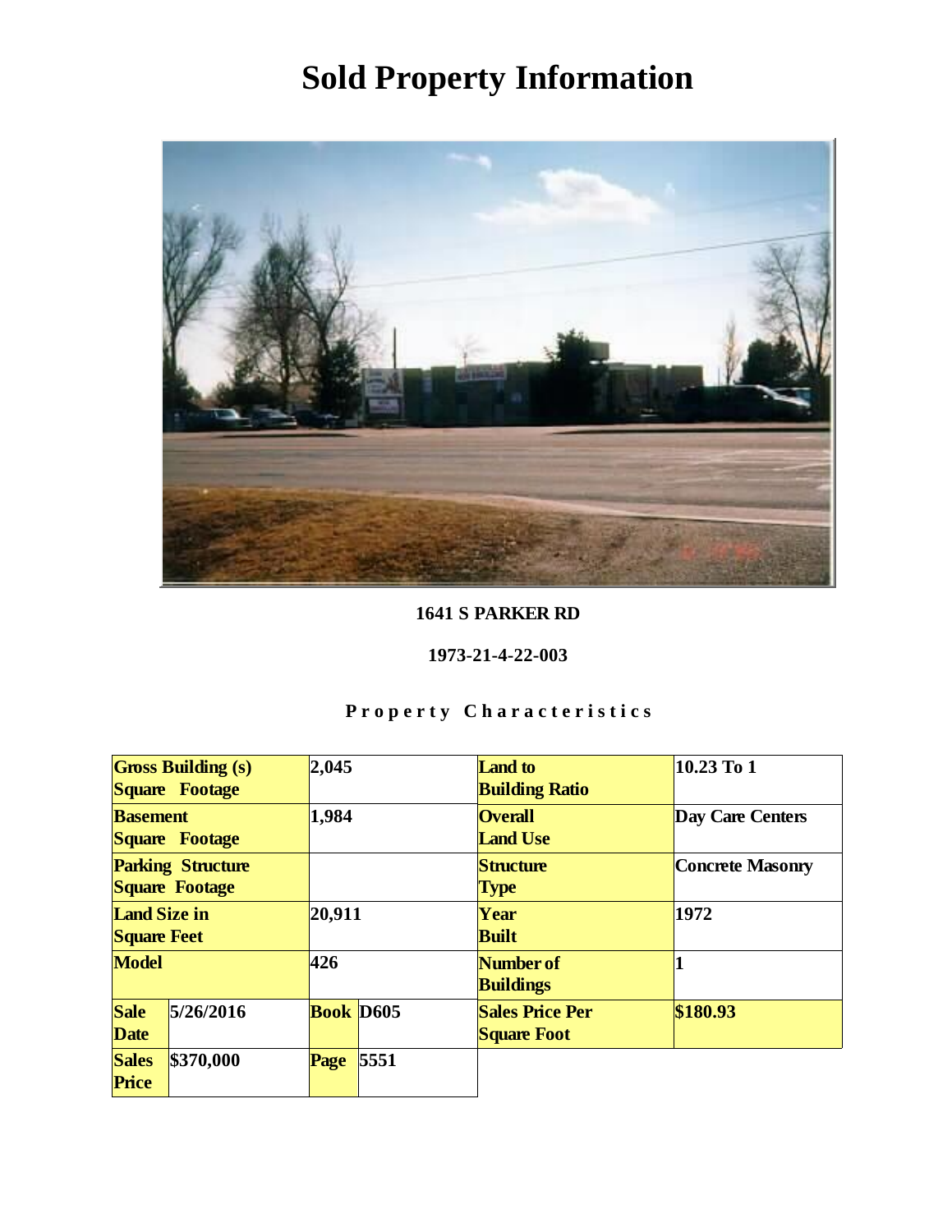# Sold Property Information

**1641 S PARKER RD**

**1973-21-4-22-003**

**Property Characteristics**

| Gross Building (s) Square Footage | | 2,045 | | Land to Building Ratio | 10.23 To 1 |
|---|---|---|---|---|---|
| Basement Square Footage | | 1,984 | | Overall Land Use | Day Care Centers |
| Parking Structure Square Footage | | | | Structure Type | Concrete Masonry |
| Land Size in Square Feet | | 20,911 | | Year Built | 1972 |
| Model | | 426 | | Number of Buildings | 1 |
| Sale Date | 5/26/2016 | Book | D605 | Sales Price Per Square Foot | $180.93 |
| Sales Price | $370,000 | Page | 5551 | | |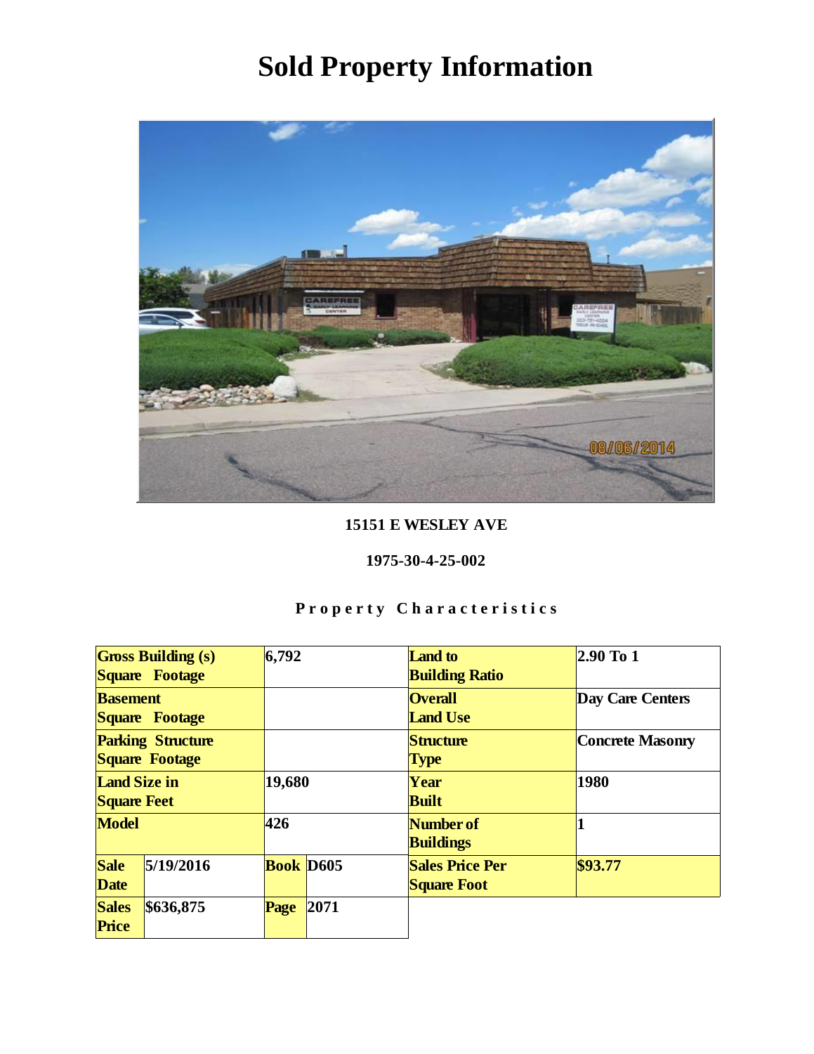# Sold Property Information

**15151 E WESLEY AVE**

**1975-30-4-25-002**

**Property Characteristics**

| | | | | | |
|---|---|---|---|---|---|
| **Gross Building (s) Square Footage** | | 6,792 | | **Land to Building Ratio** | 2.90 To 1 |
| **Basement Square Footage** | | | | **Overall Land Use** | Day Care Centers |
| **Parking Structure Square Footage** | | | | **Structure Type** | Concrete Masonry |
| **Land Size in Square Feet** | | 19,680 | | **Year Built** | 1980 |
| **Model** | | 426 | | **Number of Buildings** | 1 |
| **Sale Date** | 5/19/2016 | **Book** | D605 | **Sales Price Per Square Foot** | $93.77 |
| **Sales Price** | $636,875 | **Page** | 2071 | | |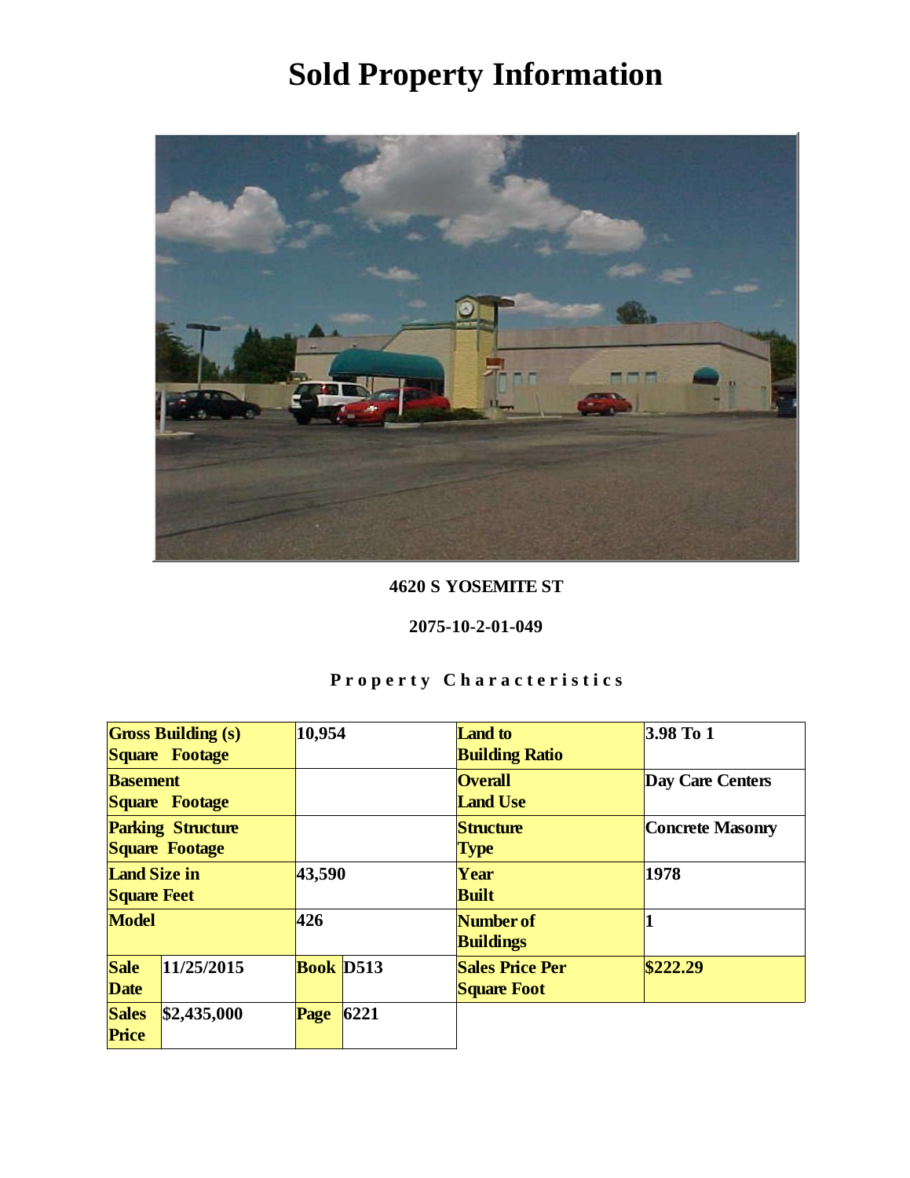# Sold Property Information

**4620 S YOSEMITE ST**

**2075-10-2-01-049**

**Property Characteristics**

| | | | | | |
|---|---|---|---|---|---|
| **Gross Building (s) Square Footage** | | **10,954** | | **Land to Building Ratio** | **3.98 To 1** |
| **Basement Square Footage** | | | | **Overall Land Use** | **Day Care Centers** |
| **Parking Structure Square Footage** | | | | **Structure Type** | **Concrete Masonry** |
| **Land Size in Square Feet** | | **43,590** | | **Year Built** | **1978** |
| **Model** | | **426** | | **Number of Buildings** | **1** |
| **Sale Date** | **11/25/2015** | **Book** | **D513** | **Sales Price Per Square Foot** | **$222.29** |
| **Sales Price** | **$2,435,000** | **Page** | **6221** | | |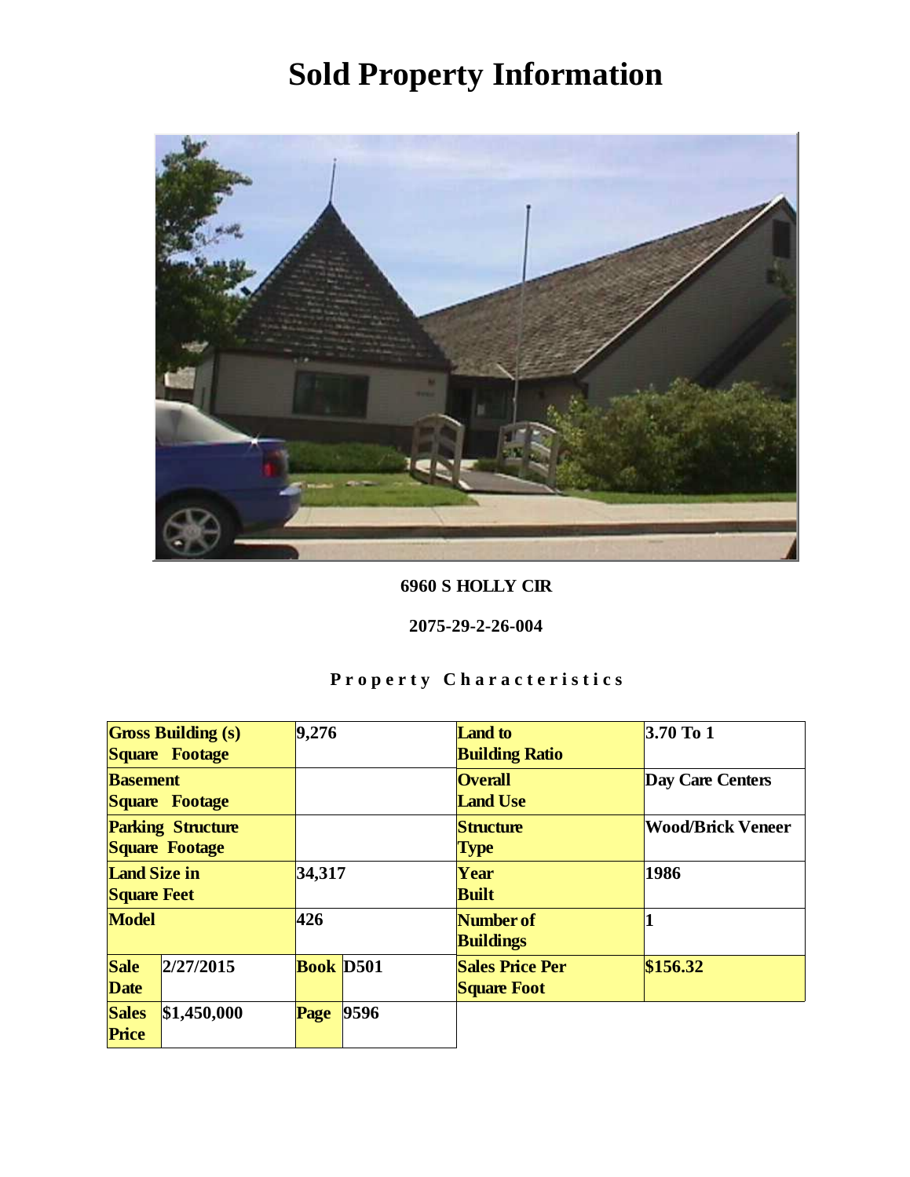# Sold Property Information

**6960 S HOLLY CIR**

**2075-29-2-26-004**

**Property Characteristics**

| Gross Building (s) Square Footage | 9,276 | | | Land to Building Ratio | 3.70 To 1 |
|---|---|---|---|---|---|
| Basement Square Footage | | | | Overall Land Use | Day Care Centers |
| Parking Structure Square Footage | | | | Structure Type | Wood/Brick Veneer |
| Land Size in Square Feet | 34,317 | | | Year Built | 1986 |
| Model | 426 | | | Number of Buildings | 1 |
| Sale Date | 2/27/2015 | Book | D501 | Sales Price Per Square Foot | $156.32 |
| Sales Price | $1,450,000 | Page | 9596 | | |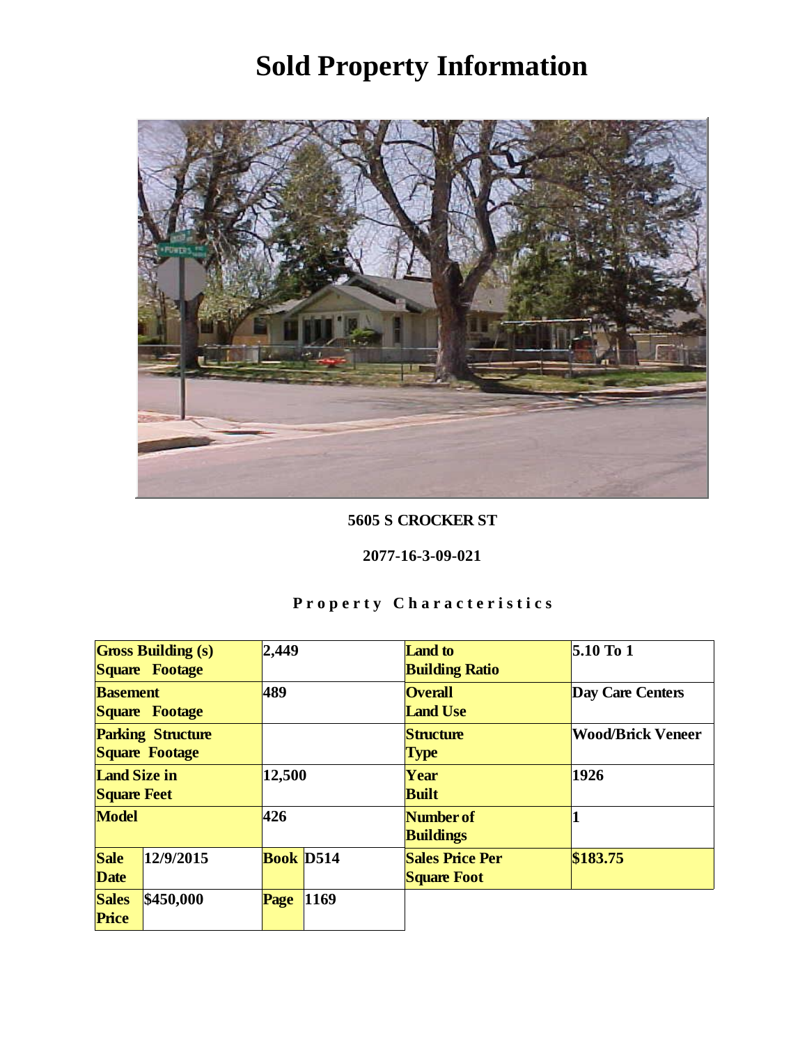# Sold Property Information

**5605 S CROCKER ST**

**2077-16-3-09-021**

**Property Characteristics**

| Gross Building (s) Square Footage | | 2,449 | | Land to Building Ratio | 5.10 To 1 |
|---|---|---|---|---|---|
| Basement Square Footage | | 489 | | Overall Land Use | Day Care Centers |
| Parking Structure Square Footage | | | | Structure Type | Wood/Brick Veneer |
| Land Size in Square Feet | | 12,500 | | Year Built | 1926 |
| Model | | 426 | | Number of Buildings | 1 |
| Sale Date | 12/9/2015 | Book | D514 | Sales Price Per Square Foot | $183.75 |
| Sales Price | $450,000 | Page | 1169 | | |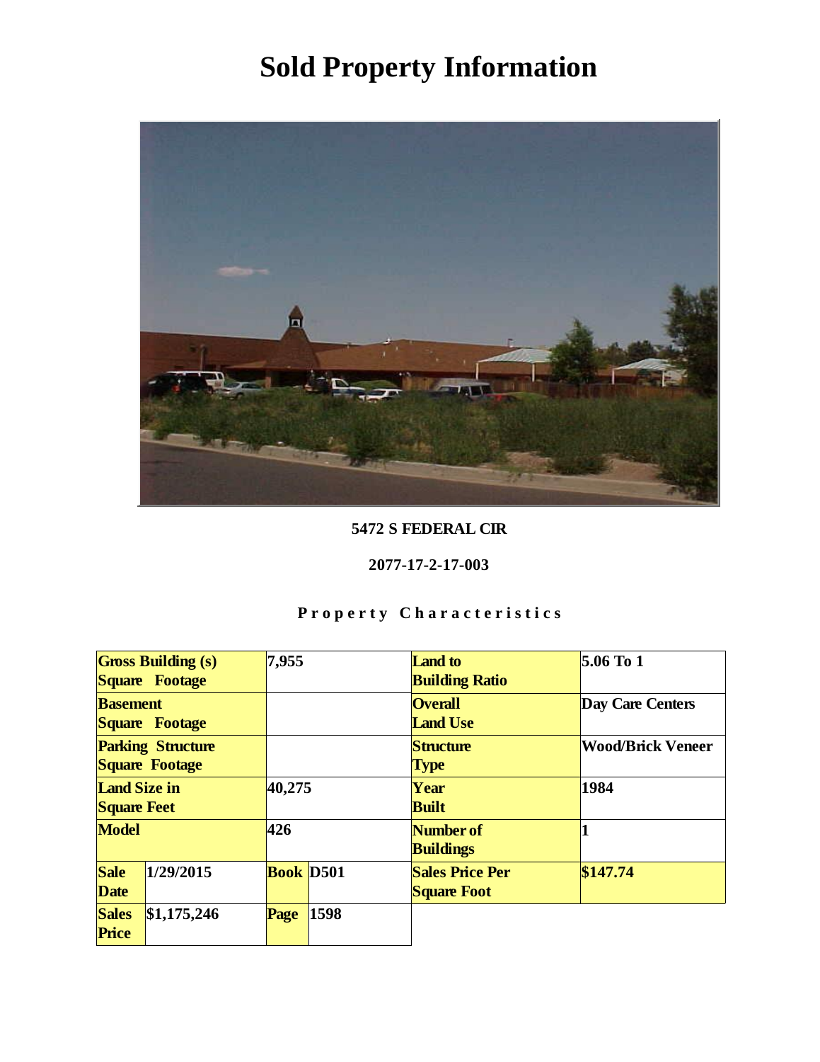# Sold Property Information

**5472 S FEDERAL CIR**

**2077-17-2-17-003**

**Property Characteristics**

| | | | | | |
|---|---|---|---|---|---|
| **Gross Building (s) Square Footage** | | 7,955 | | **Land to Building Ratio** | 5.06 To 1 |
| **Basement Square Footage** | | | | **Overall Land Use** | Day Care Centers |
| **Parking Structure Square Footage** | | | | **Structure Type** | Wood/Brick Veneer |
| **Land Size in Square Feet** | | 40,275 | | **Year Built** | 1984 |
| **Model** | | 426 | | **Number of Buildings** | 1 |
| **Sale Date** | 1/29/2015 | **Book** | D501 | **Sales Price Per Square Foot** | $147.74 |
| **Sales Price** | $1,175,246 | **Page** | 1598 | | |